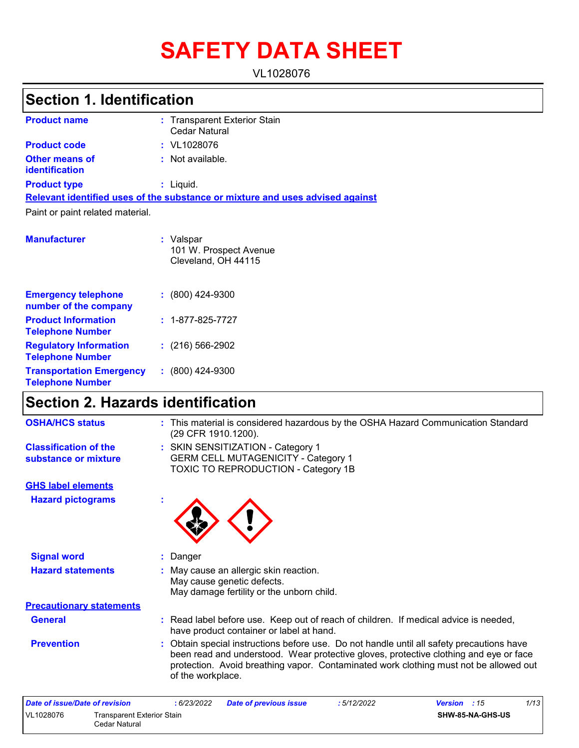# SAFETY DATA SHEET

VL1028076

## Section 1. Identification

| | | |
|---|---|---|
| **Product name** | : | Transparent Exterior Stain<br>Cedar Natural |
| **Product code** | : | VL1028076 |
| **Other means of identification** | : | Not available. |
| **Product type** | : | Liquid. |

**Relevant identified uses of the substance or mixture and uses advised against**

Paint or paint related material.

| | | |
|---|---|---|
| **Manufacturer** | : | Valspar<br>101 W. Prospect Avenue<br>Cleveland, OH 44115 |
| **Emergency telephone number of the company** | : | (800) 424-9300 |
| **Product Information Telephone Number** | : | 1-877-825-7727 |
| **Regulatory Information Telephone Number** | : | (216) 566-2902 |
| **Transportation Emergency Telephone Number** | : | (800) 424-9300 |

## Section 2. Hazards identification

| | | |
|---|---|---|
| **OSHA/HCS status** | : | This material is considered hazardous by the OSHA Hazard Communication Standard (29 CFR 1910.1200). |
| **Classification of the substance or mixture** | : | SKIN SENSITIZATION - Category 1<br>GERM CELL MUTAGENICITY - Category 1<br>TOXIC TO REPRODUCTION - Category 1B |

**GHS label elements**

| | | |
|---|---|---|
| **Hazard pictograms** | : | |
| **Signal word** | : | Danger |
| **Hazard statements** | : | May cause an allergic skin reaction.<br>May cause genetic defects.<br>May damage fertility or the unborn child. |

**Precautionary statements**

| | | |
|---|---|---|
| **General** | : | Read label before use. Keep out of reach of children. If medical advice is needed, have product container or label at hand. |
| **Prevention** | : | Obtain special instructions before use. Do not handle until all safety precautions have been read and understood. Wear protective gloves, protective clothing and eye or face protection. Avoid breathing vapor. Contaminated work clothing must not be allowed out of the workplace. |

| Date of issue/Date of revision | : 6/23/2022 | Date of previous issue | : 5/12/2022 | Version : 15 |
|---|---|---|---|---|
| VL1028076 | Transparent Exterior Stain Cedar Natural | | | SHW-85-NA-GHS-US |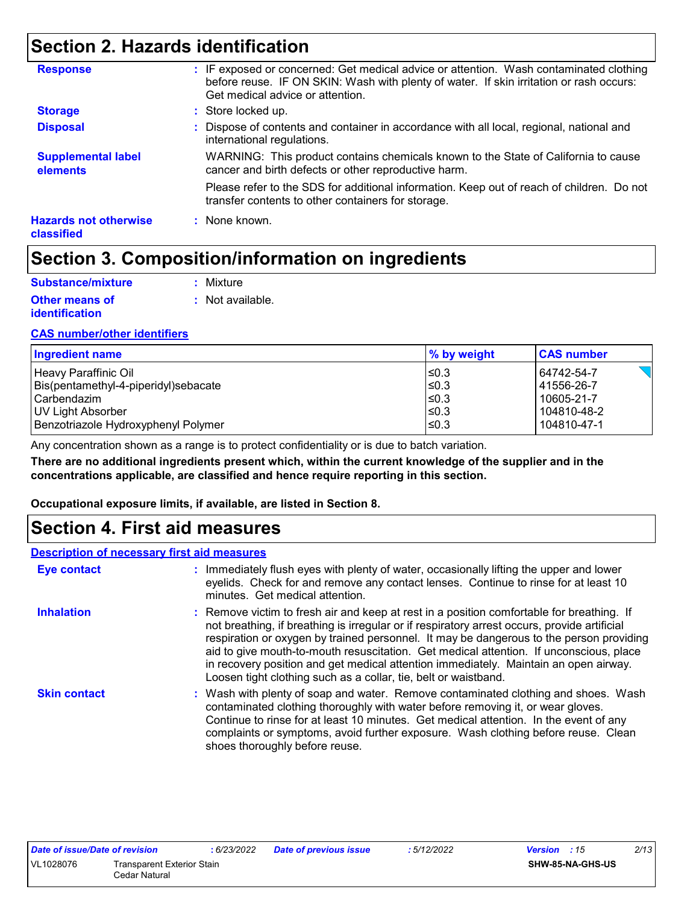## Section 2. Hazards identification

**Response** : IF exposed or concerned: Get medical advice or attention. Wash contaminated clothing before reuse. IF ON SKIN: Wash with plenty of water. If skin irritation or rash occurs: Get medical advice or attention.

**Storage** : Store locked up.

**Disposal** : Dispose of contents and container in accordance with all local, regional, national and international regulations.

**Supplemental label elements**

WARNING: This product contains chemicals known to the State of California to cause cancer and birth defects or other reproductive harm.

Please refer to the SDS for additional information. Keep out of reach of children. Do not transfer contents to other containers for storage.

**Hazards not otherwise classified** : None known.

## Section 3. Composition/information on ingredients

**Substance/mixture** : Mixture

**Other means of identification** : Not available.

**CAS number/other identifiers**

| Ingredient name | % by weight | CAS number |
|---|---|---|
| Heavy Paraffinic Oil | ≤0.3 | 64742-54-7 |
| Bis(pentamethyl-4-piperidyl)sebacate | ≤0.3 | 41556-26-7 |
| Carbendazim | ≤0.3 | 10605-21-7 |
| UV Light Absorber | ≤0.3 | 104810-48-2 |
| Benzotriazole Hydroxyphenyl Polymer | ≤0.3 | 104810-47-1 |

Any concentration shown as a range is to protect confidentiality or is due to batch variation.

**There are no additional ingredients present which, within the current knowledge of the supplier and in the concentrations applicable, are classified and hence require reporting in this section.**

**Occupational exposure limits, if available, are listed in Section 8.**

## Section 4. First aid measures

**Description of necessary first aid measures**

**Eye contact** : Immediately flush eyes with plenty of water, occasionally lifting the upper and lower eyelids. Check for and remove any contact lenses. Continue to rinse for at least 10 minutes. Get medical attention.

**Inhalation** : Remove victim to fresh air and keep at rest in a position comfortable for breathing. If not breathing, if breathing is irregular or if respiratory arrest occurs, provide artificial respiration or oxygen by trained personnel. It may be dangerous to the person providing aid to give mouth-to-mouth resuscitation. Get medical attention. If unconscious, place in recovery position and get medical attention immediately. Maintain an open airway. Loosen tight clothing such as a collar, tie, belt or waistband.

**Skin contact** : Wash with plenty of soap and water. Remove contaminated clothing and shoes. Wash contaminated clothing thoroughly with water before removing it, or wear gloves. Continue to rinse for at least 10 minutes. Get medical attention. In the event of any complaints or symptoms, avoid further exposure. Wash clothing before reuse. Clean shoes thoroughly before reuse.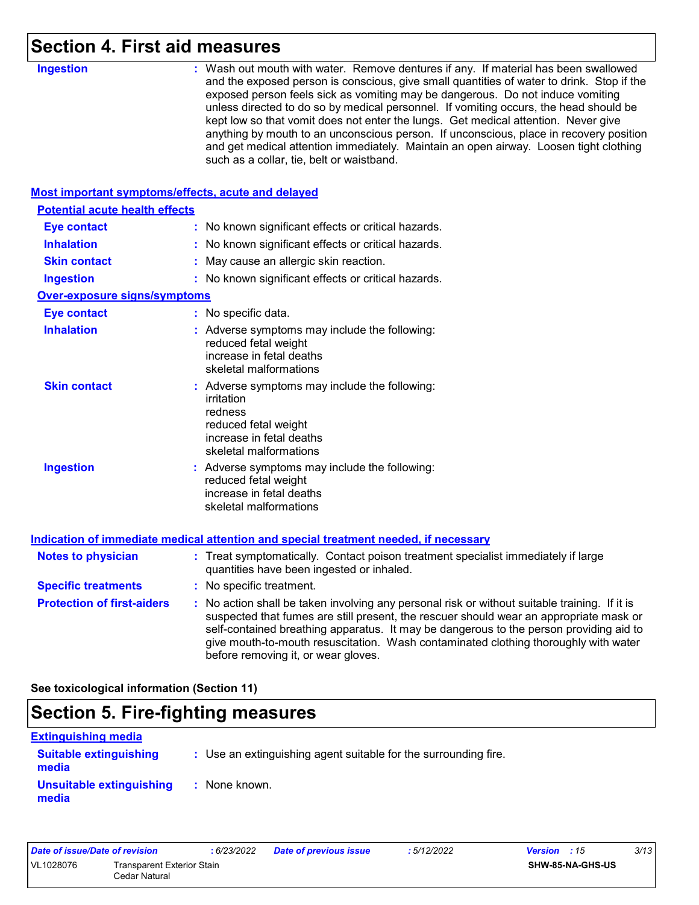## Section 4. First aid measures

**Ingestion** : Wash out mouth with water. Remove dentures if any. If material has been swallowed and the exposed person is conscious, give small quantities of water to drink. Stop if the exposed person feels sick as vomiting may be dangerous. Do not induce vomiting unless directed to do so by medical personnel. If vomiting occurs, the head should be kept low so that vomit does not enter the lungs. Get medical attention. Never give anything by mouth to an unconscious person. If unconscious, place in recovery position and get medical attention immediately. Maintain an open airway. Loosen tight clothing such as a collar, tie, belt or waistband.

### Most important symptoms/effects, acute and delayed

#### Potential acute health effects

**Eye contact** : No known significant effects or critical hazards.

**Inhalation** : No known significant effects or critical hazards.

**Skin contact** : May cause an allergic skin reaction.

**Ingestion** : No known significant effects or critical hazards.

#### Over-exposure signs/symptoms

**Eye contact** : No specific data.

**Inhalation** : Adverse symptoms may include the following:
reduced fetal weight
increase in fetal deaths
skeletal malformations

**Skin contact** : Adverse symptoms may include the following:
irritation
redness
reduced fetal weight
increase in fetal deaths
skeletal malformations

**Ingestion** : Adverse symptoms may include the following:
reduced fetal weight
increase in fetal deaths
skeletal malformations

### Indication of immediate medical attention and special treatment needed, if necessary

**Notes to physician** : Treat symptomatically. Contact poison treatment specialist immediately if large quantities have been ingested or inhaled.

**Specific treatments** : No specific treatment.

**Protection of first-aiders** : No action shall be taken involving any personal risk or without suitable training. If it is suspected that fumes are still present, the rescuer should wear an appropriate mask or self-contained breathing apparatus. It may be dangerous to the person providing aid to give mouth-to-mouth resuscitation. Wash contaminated clothing thoroughly with water before removing it, or wear gloves.

**See toxicological information (Section 11)**

## Section 5. Fire-fighting measures

### Extinguishing media

**Suitable extinguishing media** : Use an extinguishing agent suitable for the surrounding fire.

**Unsuitable extinguishing media** : None known.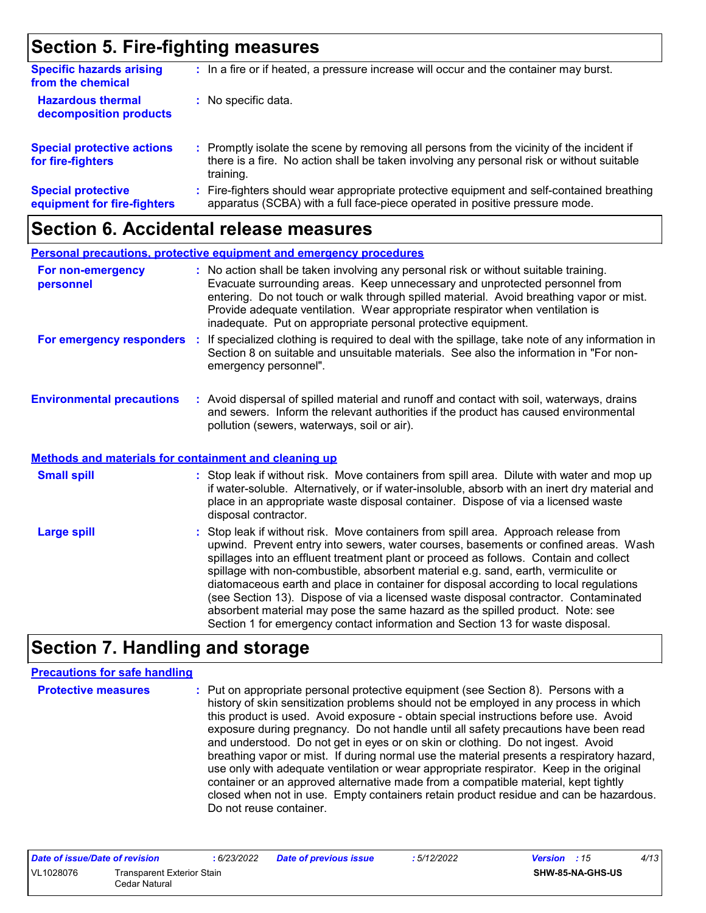## Section 5. Fire-fighting measures

**Specific hazards arising from the chemical** : In a fire or if heated, a pressure increase will occur and the container may burst.

**Hazardous thermal decomposition products** : No specific data.

**Special protective actions for fire-fighters** : Promptly isolate the scene by removing all persons from the vicinity of the incident if there is a fire. No action shall be taken involving any personal risk or without suitable training.

**Special protective equipment for fire-fighters** : Fire-fighters should wear appropriate protective equipment and self-contained breathing apparatus (SCBA) with a full face-piece operated in positive pressure mode.

## Section 6. Accidental release measures

### Personal precautions, protective equipment and emergency procedures

**For non-emergency personnel** : No action shall be taken involving any personal risk or without suitable training. Evacuate surrounding areas. Keep unnecessary and unprotected personnel from entering. Do not touch or walk through spilled material. Avoid breathing vapor or mist. Provide adequate ventilation. Wear appropriate respirator when ventilation is inadequate. Put on appropriate personal protective equipment.

**For emergency responders** : If specialized clothing is required to deal with the spillage, take note of any information in Section 8 on suitable and unsuitable materials. See also the information in "For non-emergency personnel".

**Environmental precautions** : Avoid dispersal of spilled material and runoff and contact with soil, waterways, drains and sewers. Inform the relevant authorities if the product has caused environmental pollution (sewers, waterways, soil or air).

### Methods and materials for containment and cleaning up

**Small spill** : Stop leak if without risk. Move containers from spill area. Dilute with water and mop up if water-soluble. Alternatively, or if water-insoluble, absorb with an inert dry material and place in an appropriate waste disposal container. Dispose of via a licensed waste disposal contractor.

**Large spill** : Stop leak if without risk. Move containers from spill area. Approach release from upwind. Prevent entry into sewers, water courses, basements or confined areas. Wash spillages into an effluent treatment plant or proceed as follows. Contain and collect spillage with non-combustible, absorbent material e.g. sand, earth, vermiculite or diatomaceous earth and place in container for disposal according to local regulations (see Section 13). Dispose of via a licensed waste disposal contractor. Contaminated absorbent material may pose the same hazard as the spilled product. Note: see Section 1 for emergency contact information and Section 13 for waste disposal.

## Section 7. Handling and storage

### Precautions for safe handling

**Protective measures** : Put on appropriate personal protective equipment (see Section 8). Persons with a history of skin sensitization problems should not be employed in any process in which this product is used. Avoid exposure - obtain special instructions before use. Avoid exposure during pregnancy. Do not handle until all safety precautions have been read and understood. Do not get in eyes or on skin or clothing. Do not ingest. Avoid breathing vapor or mist. If during normal use the material presents a respiratory hazard, use only with adequate ventilation or wear appropriate respirator. Keep in the original container or an approved alternative made from a compatible material, kept tightly closed when not in use. Empty containers retain product residue and can be hazardous. Do not reuse container.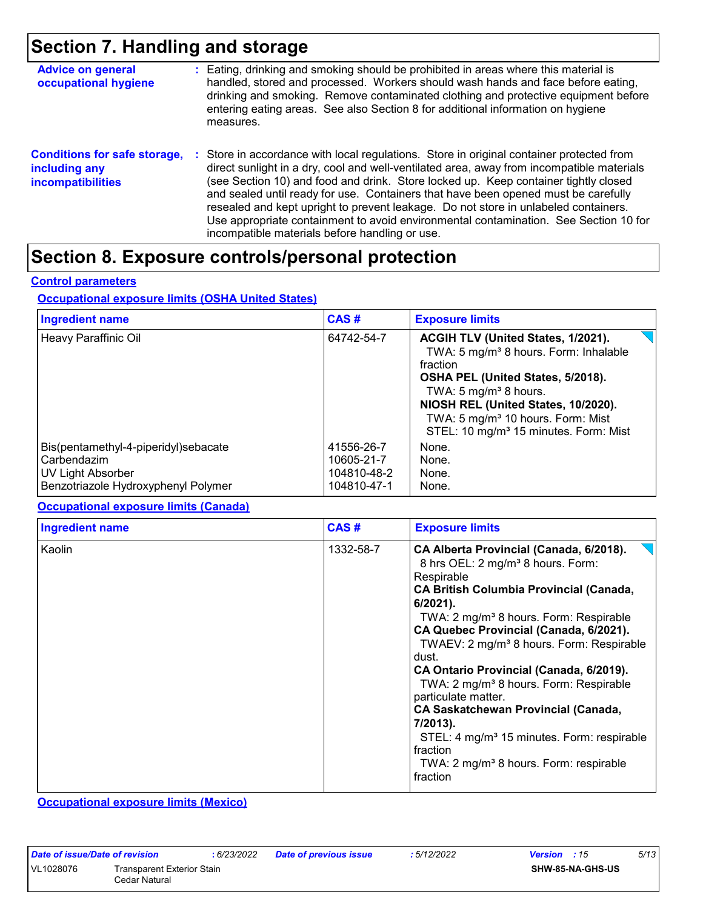# Section 7. Handling and storage

**Advice on general occupational hygiene** : Eating, drinking and smoking should be prohibited in areas where this material is handled, stored and processed. Workers should wash hands and face before eating, drinking and smoking. Remove contaminated clothing and protective equipment before entering eating areas. See also Section 8 for additional information on hygiene measures.

**Conditions for safe storage, including any incompatibilities** : Store in accordance with local regulations. Store in original container protected from direct sunlight in a dry, cool and well-ventilated area, away from incompatible materials (see Section 10) and food and drink. Store locked up. Keep container tightly closed and sealed until ready for use. Containers that have been opened must be carefully resealed and kept upright to prevent leakage. Do not store in unlabeled containers. Use appropriate containment to avoid environmental contamination. See Section 10 for incompatible materials before handling or use.

# Section 8. Exposure controls/personal protection

## Control parameters

### Occupational exposure limits (OSHA United States)

| Ingredient name | CAS # | Exposure limits |
|---|---|---|
| Heavy Paraffinic Oil | 64742-54-7 | **ACGIH TLV (United States, 1/2021).** TWA: 5 mg/m³ 8 hours. Form: Inhalable fraction **OSHA PEL (United States, 5/2018).** TWA: 5 mg/m³ 8 hours. **NIOSH REL (United States, 10/2020).** TWA: 5 mg/m³ 10 hours. Form: Mist STEL: 10 mg/m³ 15 minutes. Form: Mist |
| Bis(pentamethyl-4-piperidyl)sebacate | 41556-26-7 | None. |
| Carbendazim | 10605-21-7 | None. |
| UV Light Absorber | 104810-48-2 | None. |
| Benzotriazole Hydroxyphenyl Polymer | 104810-47-1 | None. |

### Occupational exposure limits (Canada)

| Ingredient name | CAS # | Exposure limits |
|---|---|---|
| Kaolin | 1332-58-7 | **CA Alberta Provincial (Canada, 6/2018).** 8 hrs OEL: 2 mg/m³ 8 hours. Form: Respirable **CA British Columbia Provincial (Canada, 6/2021).** TWA: 2 mg/m³ 8 hours. Form: Respirable **CA Quebec Provincial (Canada, 6/2021).** TWAEV: 2 mg/m³ 8 hours. Form: Respirable dust. **CA Ontario Provincial (Canada, 6/2019).** TWA: 2 mg/m³ 8 hours. Form: Respirable particulate matter. **CA Saskatchewan Provincial (Canada, 7/2013).** STEL: 4 mg/m³ 15 minutes. Form: respirable fraction TWA: 2 mg/m³ 8 hours. Form: respirable fraction |

### Occupational exposure limits (Mexico)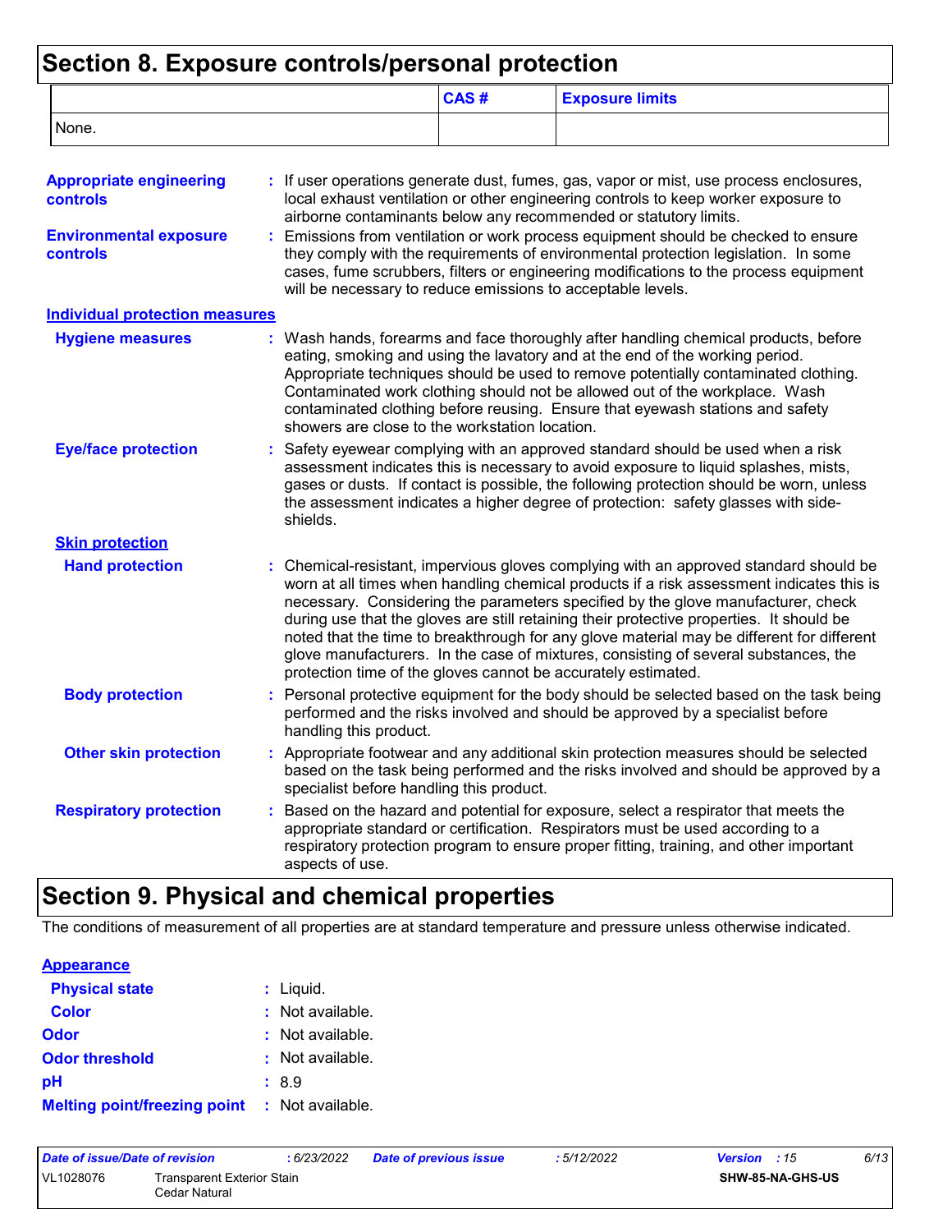## Section 8. Exposure controls/personal protection

| | CAS # | Exposure limits |
|---|---|---|
| None. | | |

**Appropriate engineering controls** : If user operations generate dust, fumes, gas, vapor or mist, use process enclosures, local exhaust ventilation or other engineering controls to keep worker exposure to airborne contaminants below any recommended or statutory limits.

**Environmental exposure controls** : Emissions from ventilation or work process equipment should be checked to ensure they comply with the requirements of environmental protection legislation. In some cases, fume scrubbers, filters or engineering modifications to the process equipment will be necessary to reduce emissions to acceptable levels.

**Individual protection measures**

**Hygiene measures** : Wash hands, forearms and face thoroughly after handling chemical products, before eating, smoking and using the lavatory and at the end of the working period. Appropriate techniques should be used to remove potentially contaminated clothing. Contaminated work clothing should not be allowed out of the workplace. Wash contaminated clothing before reusing. Ensure that eyewash stations and safety showers are close to the workstation location.

**Eye/face protection** : Safety eyewear complying with an approved standard should be used when a risk assessment indicates this is necessary to avoid exposure to liquid splashes, mists, gases or dusts. If contact is possible, the following protection should be worn, unless the assessment indicates a higher degree of protection: safety glasses with side-shields.

**Skin protection**

**Hand protection** : Chemical-resistant, impervious gloves complying with an approved standard should be worn at all times when handling chemical products if a risk assessment indicates this is necessary. Considering the parameters specified by the glove manufacturer, check during use that the gloves are still retaining their protective properties. It should be noted that the time to breakthrough for any glove material may be different for different glove manufacturers. In the case of mixtures, consisting of several substances, the protection time of the gloves cannot be accurately estimated.

**Body protection** : Personal protective equipment for the body should be selected based on the task being performed and the risks involved and should be approved by a specialist before handling this product.

**Other skin protection** : Appropriate footwear and any additional skin protection measures should be selected based on the task being performed and the risks involved and should be approved by a specialist before handling this product.

**Respiratory protection** : Based on the hazard and potential for exposure, select a respirator that meets the appropriate standard or certification. Respirators must be used according to a respiratory protection program to ensure proper fitting, training, and other important aspects of use.

## Section 9. Physical and chemical properties

The conditions of measurement of all properties are at standard temperature and pressure unless otherwise indicated.

**Appearance**

**Physical state** : Liquid.

**Color** : Not available.

**Odor** : Not available.

**Odor threshold** : Not available.

**pH** : 8.9

**Melting point/freezing point** : Not available.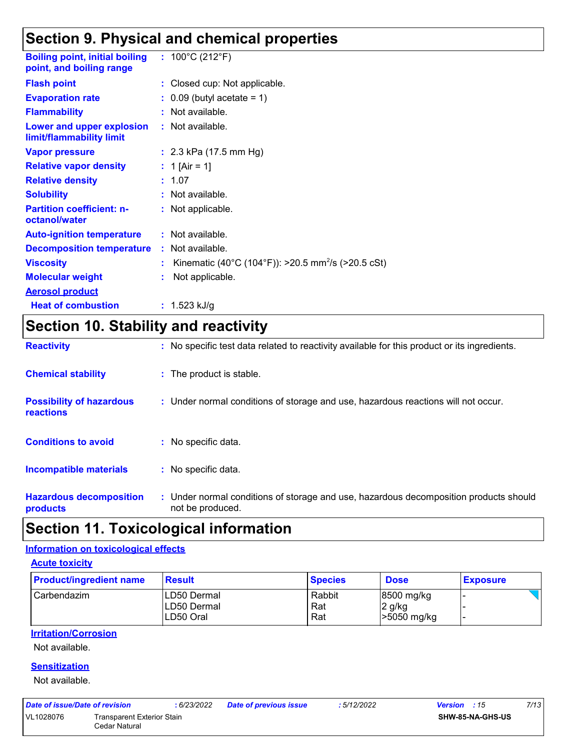## Section 9. Physical and chemical properties

| | |
|---|---|
| **Boiling point, initial boiling point, and boiling range** | : 100°C (212°F) |
| **Flash point** | : Closed cup: Not applicable. |
| **Evaporation rate** | : 0.09 (butyl acetate = 1) |
| **Flammability** | : Not available. |
| **Lower and upper explosion limit/flammability limit** | : Not available. |
| **Vapor pressure** | : 2.3 kPa (17.5 mm Hg) |
| **Relative vapor density** | : 1 [Air = 1] |
| **Relative density** | : 1.07 |
| **Solubility** | : Not available. |
| **Partition coefficient: n-octanol/water** | : Not applicable. |
| **Auto-ignition temperature** | : Not available. |
| **Decomposition temperature** | : Not available. |
| **Viscosity** | : Kinematic (40°C (104°F)): >20.5 $mm^2/s$ (>20.5 cSt) |
| **Molecular weight** | : Not applicable. |

**Aerosol product**

| | |
|---|---|
| **Heat of combustion** | : 1.523 kJ/g |

## Section 10. Stability and reactivity

| | |
|---|---|
| **Reactivity** | : No specific test data related to reactivity available for this product or its ingredients. |
| **Chemical stability** | : The product is stable. |
| **Possibility of hazardous reactions** | : Under normal conditions of storage and use, hazardous reactions will not occur. |
| **Conditions to avoid** | : No specific data. |
| **Incompatible materials** | : No specific data. |
| **Hazardous decomposition products** | : Under normal conditions of storage and use, hazardous decomposition products should not be produced. |

## Section 11. Toxicological information

### Information on toxicological effects

#### Acute toxicity

| Product/ingredient name | Result | Species | Dose | Exposure |
|---|---|---|---|---|
| Carbendazim | LD50 Dermal | Rabbit | 8500 mg/kg | - |
| | LD50 Dermal | Rat | 2 g/kg | - |
| | LD50 Oral | Rat | >5050 mg/kg | - |

#### Irritation/Corrosion

Not available.

#### Sensitization

Not available.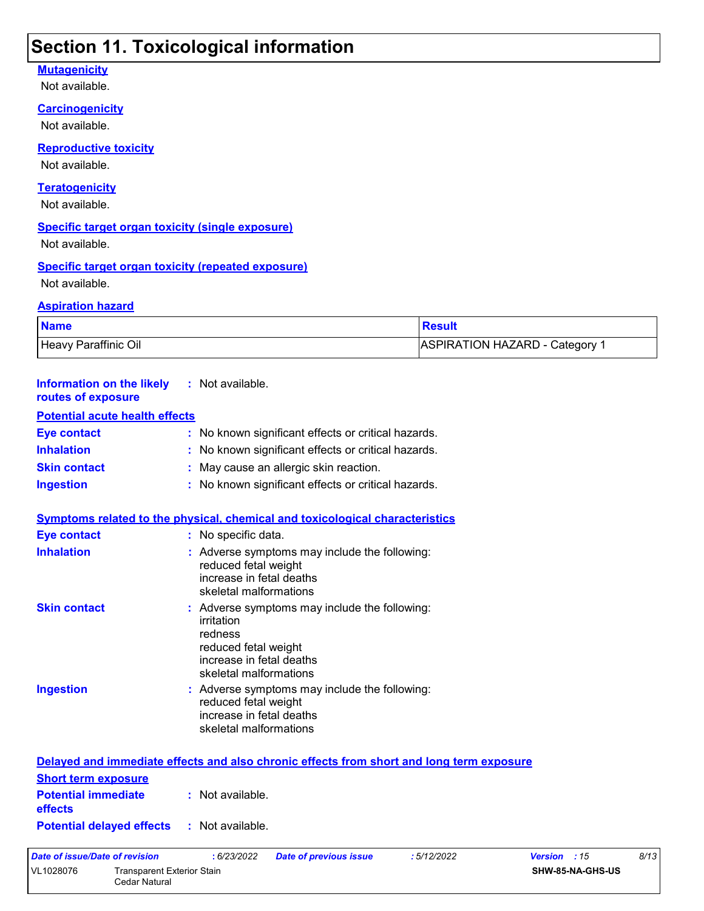# Section 11. Toxicological information

### Mutagenicity

Not available.

### Carcinogenicity

Not available.

### Reproductive toxicity

Not available.

### Teratogenicity

Not available.

### Specific target organ toxicity (single exposure)

Not available.

### Specific target organ toxicity (repeated exposure)

Not available.

### Aspiration hazard

| Name | Result |
|---|---|
| Heavy Paraffinic Oil | ASPIRATION HAZARD - Category 1 |

**Information on the likely routes of exposure** : Not available.

### Potential acute health effects

**Eye contact** : No known significant effects or critical hazards.

**Inhalation** : No known significant effects or critical hazards.

**Skin contact** : May cause an allergic skin reaction.

**Ingestion** : No known significant effects or critical hazards.

### Symptoms related to the physical, chemical and toxicological characteristics

**Eye contact** : No specific data.

**Inhalation** : Adverse symptoms may include the following:
reduced fetal weight
increase in fetal deaths
skeletal malformations

**Skin contact** : Adverse symptoms may include the following:
irritation
redness
reduced fetal weight
increase in fetal deaths
skeletal malformations

**Ingestion** : Adverse symptoms may include the following:
reduced fetal weight
increase in fetal deaths
skeletal malformations

### Delayed and immediate effects and also chronic effects from short and long term exposure

**Short term exposure**

**Potential immediate effects** : Not available.

**Potential delayed effects** : Not available.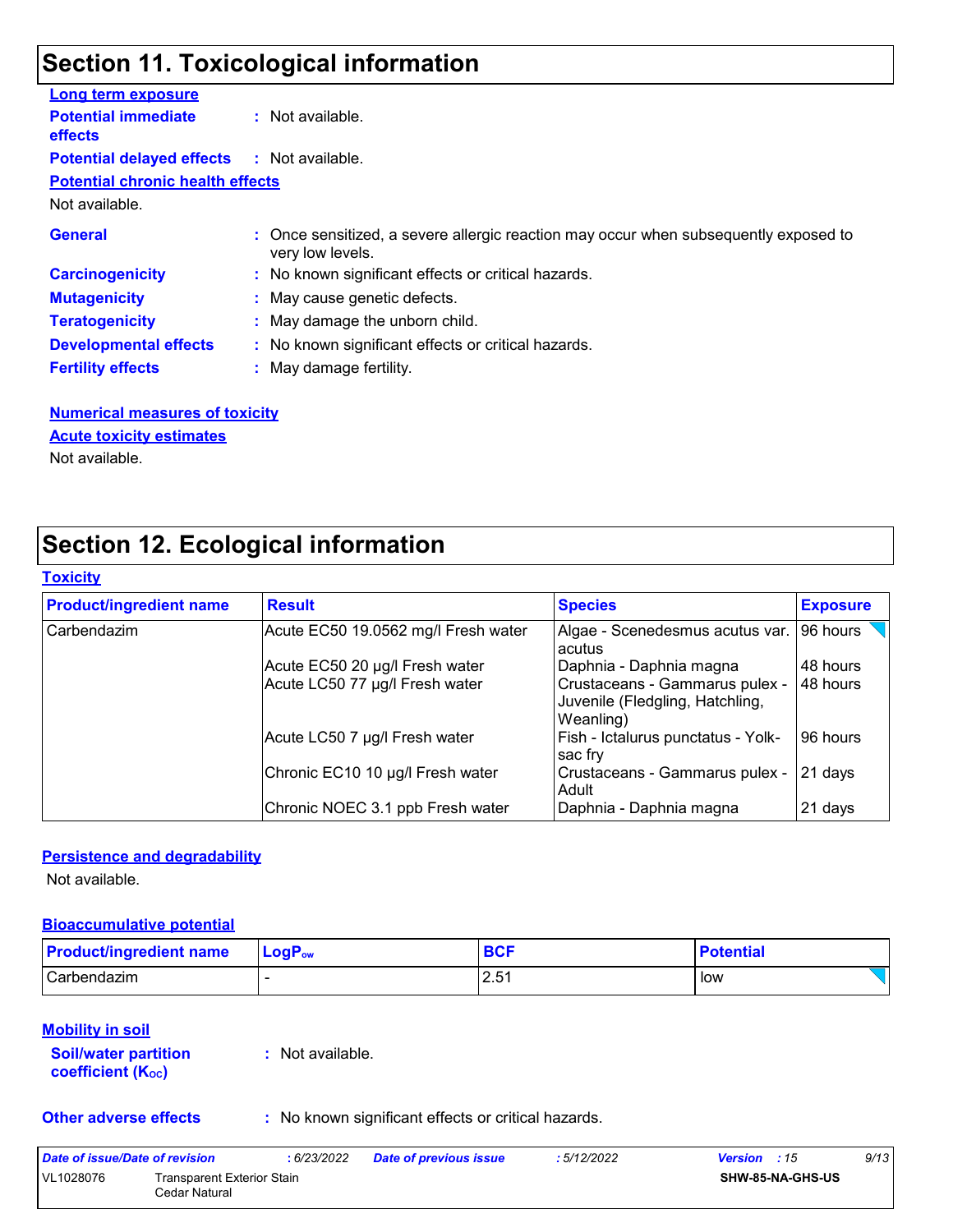## Section 11. Toxicological information

**Long term exposure**

**Potential immediate effects** : Not available.

**Potential delayed effects** : Not available.

**Potential chronic health effects**

Not available.

**General** : Once sensitized, a severe allergic reaction may occur when subsequently exposed to very low levels.

**Carcinogenicity** : No known significant effects or critical hazards.

**Mutagenicity** : May cause genetic defects.

**Teratogenicity** : May damage the unborn child.

**Developmental effects** : No known significant effects or critical hazards.

**Fertility effects** : May damage fertility.

**Numerical measures of toxicity**

**Acute toxicity estimates**

Not available.

## Section 12. Ecological information

**Toxicity**

| Product/ingredient name | Result | Species | Exposure |
|---|---|---|---|
| Carbendazim | Acute EC50 19.0562 mg/l Fresh water | Algae - Scenedesmus acutus var. acutus | 96 hours |
| | Acute EC50 20 µg/l Fresh water | Daphnia - Daphnia magna | 48 hours |
| | Acute LC50 77 µg/l Fresh water | Crustaceans - Gammarus pulex - Juvenile (Fledgling, Hatchling, Weanling) | 48 hours |
| | Acute LC50 7 µg/l Fresh water | Fish - Ictalurus punctatus - Yolk-sac fry | 96 hours |
| | Chronic EC10 10 µg/l Fresh water | Crustaceans - Gammarus pulex - Adult | 21 days |
| | Chronic NOEC 3.1 ppb Fresh water | Daphnia - Daphnia magna | 21 days |

**Persistence and degradability**

Not available.

**Bioaccumulative potential**

| Product/ingredient name | $LogP_{ow}$ | BCF | Potential |
|---|---|---|---|
| Carbendazim | - | 2.51 | low |

**Mobility in soil**

**Soil/water partition coefficient ($K_{OC}$)** : Not available.

**Other adverse effects** : No known significant effects or critical hazards.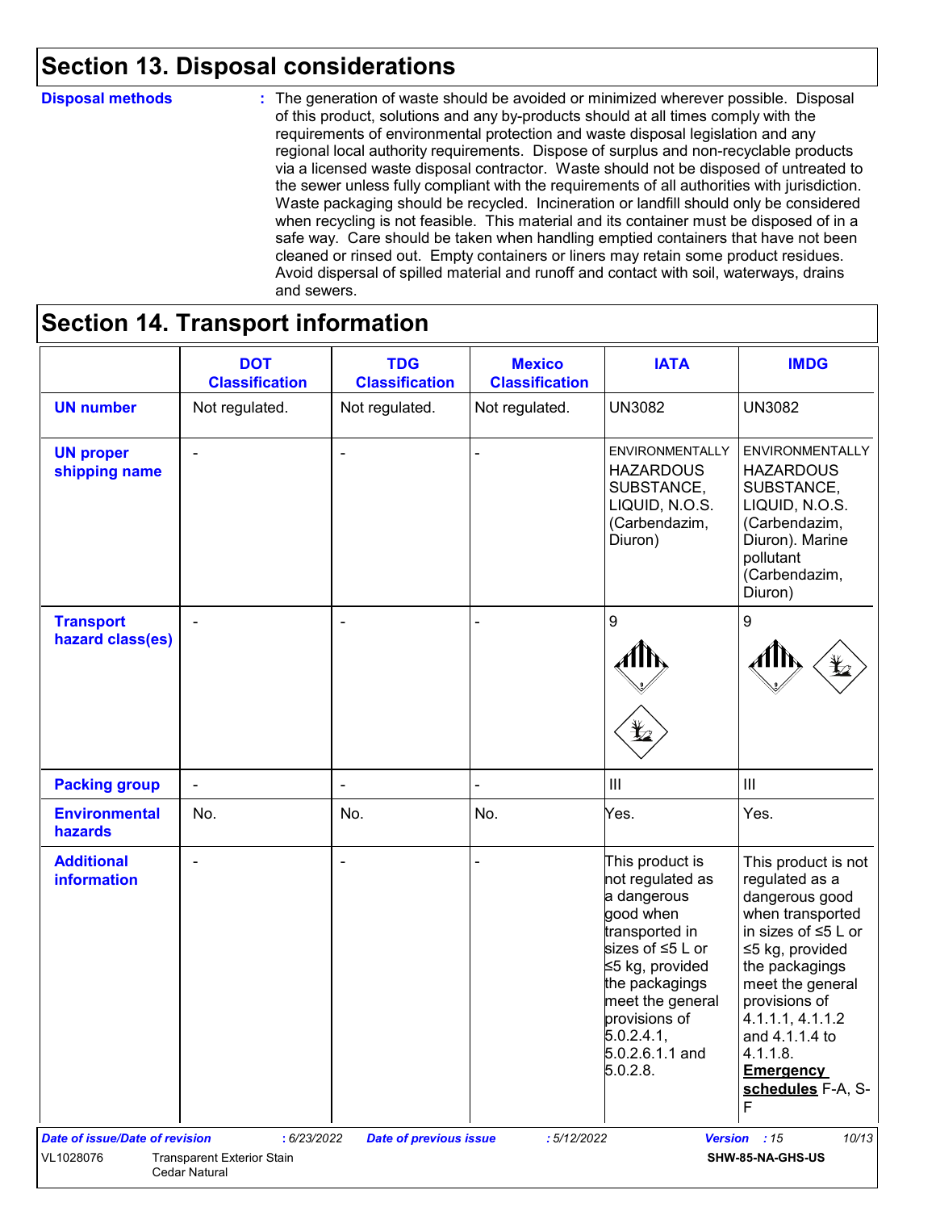## Section 13. Disposal considerations

**Disposal methods** : The generation of waste should be avoided or minimized wherever possible. Disposal of this product, solutions and any by-products should at all times comply with the requirements of environmental protection and waste disposal legislation and any regional local authority requirements. Dispose of surplus and non-recyclable products via a licensed waste disposal contractor. Waste should not be disposed of untreated to the sewer unless fully compliant with the requirements of all authorities with jurisdiction. Waste packaging should be recycled. Incineration or landfill should only be considered when recycling is not feasible. This material and its container must be disposed of in a safe way. Care should be taken when handling emptied containers that have not been cleaned or rinsed out. Empty containers or liners may retain some product residues. Avoid dispersal of spilled material and runoff and contact with soil, waterways, drains and sewers.

## Section 14. Transport information

| | DOT Classification | TDG Classification | Mexico Classification | IATA | IMDG |
|---|---|---|---|---|---|
| **UN number** | Not regulated. | Not regulated. | Not regulated. | UN3082 | UN3082 |
| **UN proper shipping name** | - | - | - | ENVIRONMENTALLY HAZARDOUS SUBSTANCE, LIQUID, N.O.S. (Carbendazim, Diuron) | ENVIRONMENTALLY HAZARDOUS SUBSTANCE, LIQUID, N.O.S. (Carbendazim, Diuron). Marine pollutant (Carbendazim, Diuron) |
| **Transport hazard class(es)** | - | - | - | 9 | 9 |
| **Packing group** | - | - | - | III | III |
| **Environmental hazards** | No. | No. | No. | Yes. | Yes. |
| **Additional information** | - | - | - | This product is not regulated as a dangerous good when transported in sizes of ≤5 L or ≤5 kg, provided the packagings meet the general provisions of 5.0.2.4.1, 5.0.2.6.1.1 and 5.0.2.8. | This product is not regulated as a dangerous good when transported in sizes of ≤5 L or ≤5 kg, provided the packagings meet the general provisions of 4.1.1.1, 4.1.1.2 and 4.1.1.4 to 4.1.1.8. **Emergency schedules** F-A, S-F |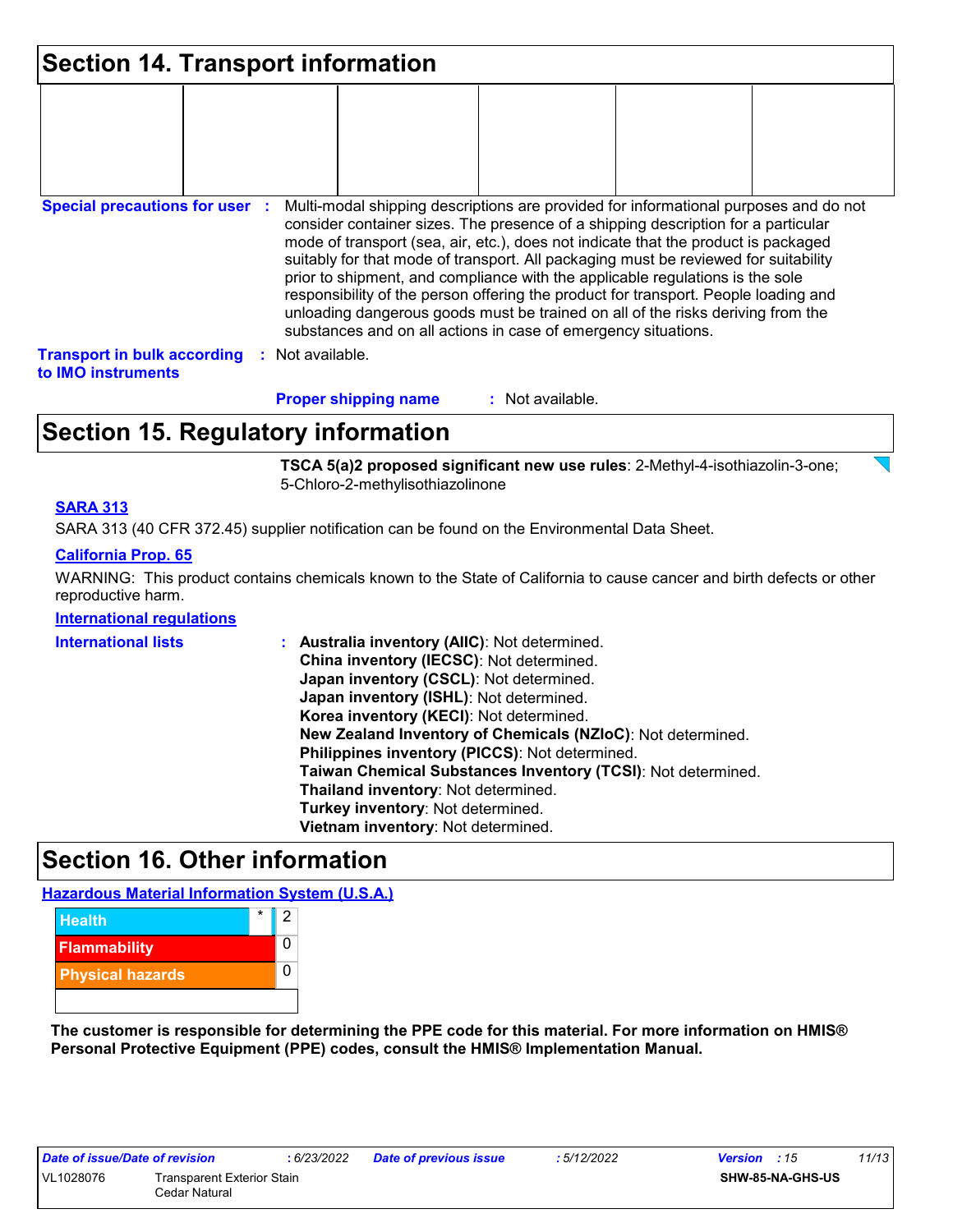## Section 14. Transport information

| | | | | | |
|---|---|---|---|---|---|
| | | | | | |

**Special precautions for user** : Multi-modal shipping descriptions are provided for informational purposes and do not consider container sizes. The presence of a shipping description for a particular mode of transport (sea, air, etc.), does not indicate that the product is packaged suitably for that mode of transport. All packaging must be reviewed for suitability prior to shipment, and compliance with the applicable regulations is the sole responsibility of the person offering the product for transport. People loading and unloading dangerous goods must be trained on all of the risks deriving from the substances and on all actions in case of emergency situations.

**Transport in bulk according to IMO instruments** : Not available.

**Proper shipping name** : Not available.

## Section 15. Regulatory information

**TSCA 5(a)2 proposed significant new use rules**: 2-Methyl-4-isothiazolin-3-one; 5-Chloro-2-methylisothiazolinone

**SARA 313**

SARA 313 (40 CFR 372.45) supplier notification can be found on the Environmental Data Sheet.

**California Prop. 65**

WARNING: This product contains chemicals known to the State of California to cause cancer and birth defects or other reproductive harm.

**International regulations**

**International lists** :
- **Australia inventory (AIIC)**: Not determined.
- **China inventory (IECSC)**: Not determined.
- **Japan inventory (CSCL)**: Not determined.
- **Japan inventory (ISHL)**: Not determined.
- **Korea inventory (KECI)**: Not determined.
- **New Zealand Inventory of Chemicals (NZIoC)**: Not determined.
- **Philippines inventory (PICCS)**: Not determined.
- **Taiwan Chemical Substances Inventory (TCSI)**: Not determined.
- **Thailand inventory**: Not determined.
- **Turkey inventory**: Not determined.
- **Vietnam inventory**: Not determined.

## Section 16. Other information

**Hazardous Material Information System (U.S.A.)**

| | | |
|---|---|---|
| Health | * | 2 |
| Flammability | | 0 |
| Physical hazards | | 0 |
| | | |

**The customer is responsible for determining the PPE code for this material. For more information on HMIS® Personal Protective Equipment (PPE) codes, consult the HMIS® Implementation Manual.**

| Date of issue/Date of revision | : 6/23/2022 | Date of previous issue | : 5/12/2022 | Version : 15 |
|---|---|---|---|---|
| VL1028076 | Transparent Exterior Stain Cedar Natural | | | SHW-85-NA-GHS-US |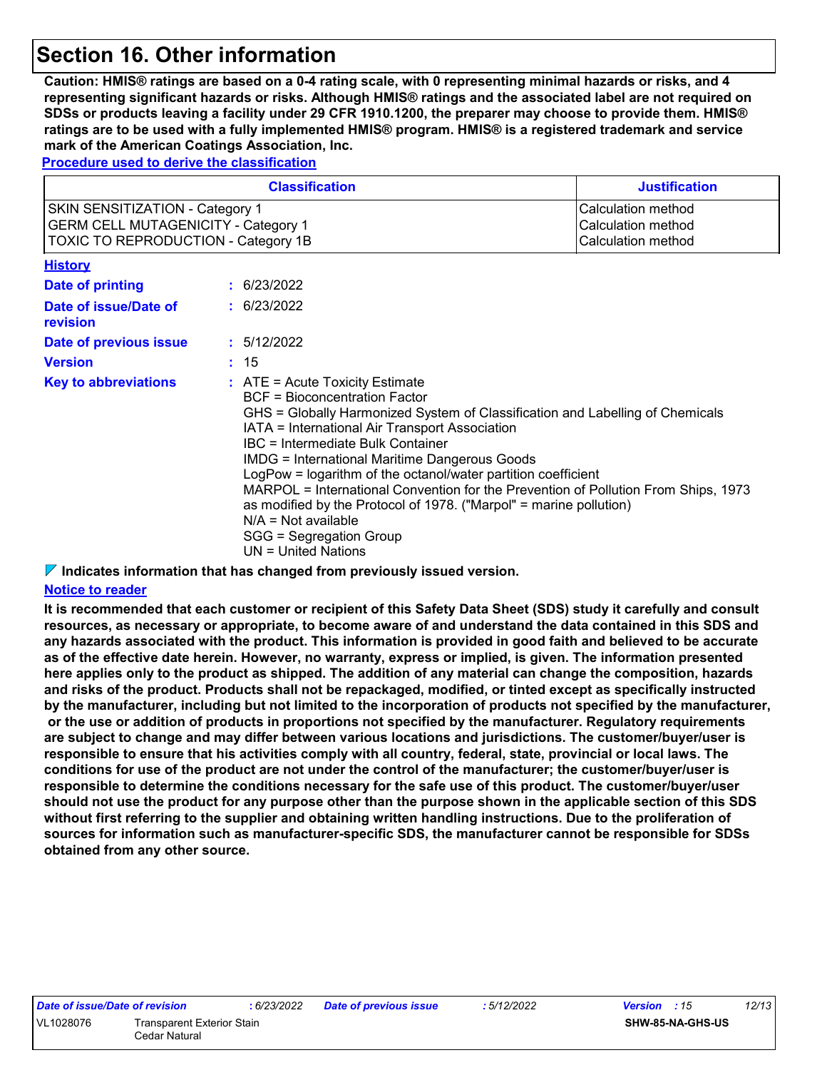# Section 16. Other information

**Caution: HMIS® ratings are based on a 0-4 rating scale, with 0 representing minimal hazards or risks, and 4 representing significant hazards or risks. Although HMIS® ratings and the associated label are not required on SDSs or products leaving a facility under 29 CFR 1910.1200, the preparer may choose to provide them. HMIS® ratings are to be used with a fully implemented HMIS® program. HMIS® is a registered trademark and service mark of the American Coatings Association, Inc.**

**Procedure used to derive the classification**

| Classification | Justification |
|---|---|
| SKIN SENSITIZATION - Category 1<br>GERM CELL MUTAGENICITY - Category 1<br>TOXIC TO REPRODUCTION - Category 1B | Calculation method<br>Calculation method<br>Calculation method |

**History**

**Date of printing** : 6/23/2022

**Date of issue/Date of revision** : 6/23/2022

**Date of previous issue** : 5/12/2022

**Version** : 15

**Key to abbreviations** :
ATE = Acute Toxicity Estimate
BCF = Bioconcentration Factor
GHS = Globally Harmonized System of Classification and Labelling of Chemicals
IATA = International Air Transport Association
IBC = Intermediate Bulk Container
IMDG = International Maritime Dangerous Goods
LogPow = logarithm of the octanol/water partition coefficient
MARPOL = International Convention for the Prevention of Pollution From Ships, 1973 as modified by the Protocol of 1978. ("Marpol" = marine pollution)
N/A = Not available
SGG = Segregation Group
UN = United Nations

**Indicates information that has changed from previously issued version.**

**Notice to reader**

**It is recommended that each customer or recipient of this Safety Data Sheet (SDS) study it carefully and consult resources, as necessary or appropriate, to become aware of and understand the data contained in this SDS and any hazards associated with the product. This information is provided in good faith and believed to be accurate as of the effective date herein. However, no warranty, express or implied, is given. The information presented here applies only to the product as shipped. The addition of any material can change the composition, hazards and risks of the product. Products shall not be repackaged, modified, or tinted except as specifically instructed by the manufacturer, including but not limited to the incorporation of products not specified by the manufacturer, or the use or addition of products in proportions not specified by the manufacturer. Regulatory requirements are subject to change and may differ between various locations and jurisdictions. The customer/buyer/user is responsible to ensure that his activities comply with all country, federal, state, provincial or local laws. The conditions for use of the product are not under the control of the manufacturer; the customer/buyer/user is responsible to determine the conditions necessary for the safe use of this product. The customer/buyer/user should not use the product for any purpose other than the purpose shown in the applicable section of this SDS without first referring to the supplier and obtaining written handling instructions. Due to the proliferation of sources for information such as manufacturer-specific SDS, the manufacturer cannot be responsible for SDSs obtained from any other source.**